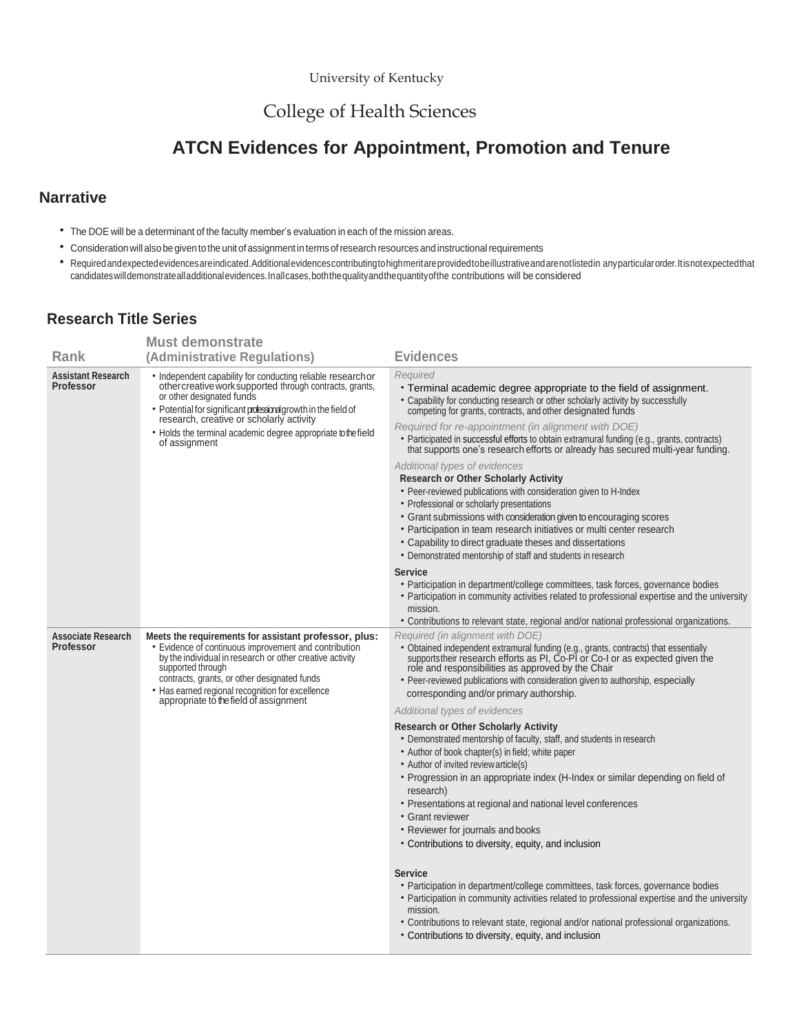University of Kentucky

College of Health Sciences

# ATCN Evidences for Appointment, Promotion and Tenure

## Narrative

- The DOE will be a determinant of the faculty member's evaluation in each of the mission areas.
- Consideration will also be given to the unit of assignment in terms of research resources and instructional requirements
- Required and expected evidences are indicated. Additional evidences contributing to high merit are provided to be illustrative and are not listed in any particular order. It is not expected that candidates will demonstrate all additional evidences. In all cases, both the quality and the quantity of the contributions will be considered

## Research Title Series

| Rank | Must demonstrate (Administrative Regulations) | Evidences |
|---|---|---|
| **Assistant Research Professor** | • Independent capability for conducting reliable research or other creative work supported through contracts, grants, or other designated funds<br>• Potential for significant professional growth in the field of research, creative or scholarly activity<br>• Holds the terminal academic degree appropriate to the field of assignment | *Required*<br>• Terminal academic degree appropriate to the field of assignment.<br>• Capability for conducting research or other scholarly activity by successfully competing for grants, contracts, and other designated funds<br>*Required for re-appointment (in alignment with DOE)*<br>• Participated in successful efforts to obtain extramural funding (e.g., grants, contracts) that supports one's research efforts or already has secured multi-year funding.<br>*Additional types of evidences*<br>**Research or Other Scholarly Activity**<br>• Peer-reviewed publications with consideration given to H-Index<br>• Professional or scholarly presentations<br>• Grant submissions with consideration given to encouraging scores<br>• Participation in team research initiatives or multi center research<br>• Capability to direct graduate theses and dissertations<br>• Demonstrated mentorship of staff and students in research<br>**Service**<br>• Participation in department/college committees, task forces, governance bodies<br>• Participation in community activities related to professional expertise and the university mission.<br>• Contributions to relevant state, regional and/or national professional organizations. |
| **Associate Research Professor** | **Meets the requirements for assistant professor, plus:**<br>• Evidence of continuous improvement and contribution by the individual in research or other creative activity supported through contracts, grants, or other designated funds<br>• Has earned regional recognition for excellence appropriate to the field of assignment | *Required (in alignment with DOE)*<br>• Obtained independent extramural funding (e.g., grants, contracts) that essentially supports their research efforts as PI, Co-PI or Co-I or as expected given the role and responsibilities as approved by the Chair<br>• Peer-reviewed publications with consideration given to authorship, especially corresponding and/or primary authorship.<br>*Additional types of evidences*<br>**Research or Other Scholarly Activity**<br>• Demonstrated mentorship of faculty, staff, and students in research<br>• Author of book chapter(s) in field; white paper<br>• Author of invited review article(s)<br>• Progression in an appropriate index (H-Index or similar depending on field of research)<br>• Presentations at regional and national level conferences<br>• Grant reviewer<br>• Reviewer for journals and books<br>• Contributions to diversity, equity, and inclusion<br>**Service**<br>• Participation in department/college committees, task forces, governance bodies<br>• Participation in community activities related to professional expertise and the university mission.<br>• Contributions to relevant state, regional and/or national professional organizations.<br>• Contributions to diversity, equity, and inclusion |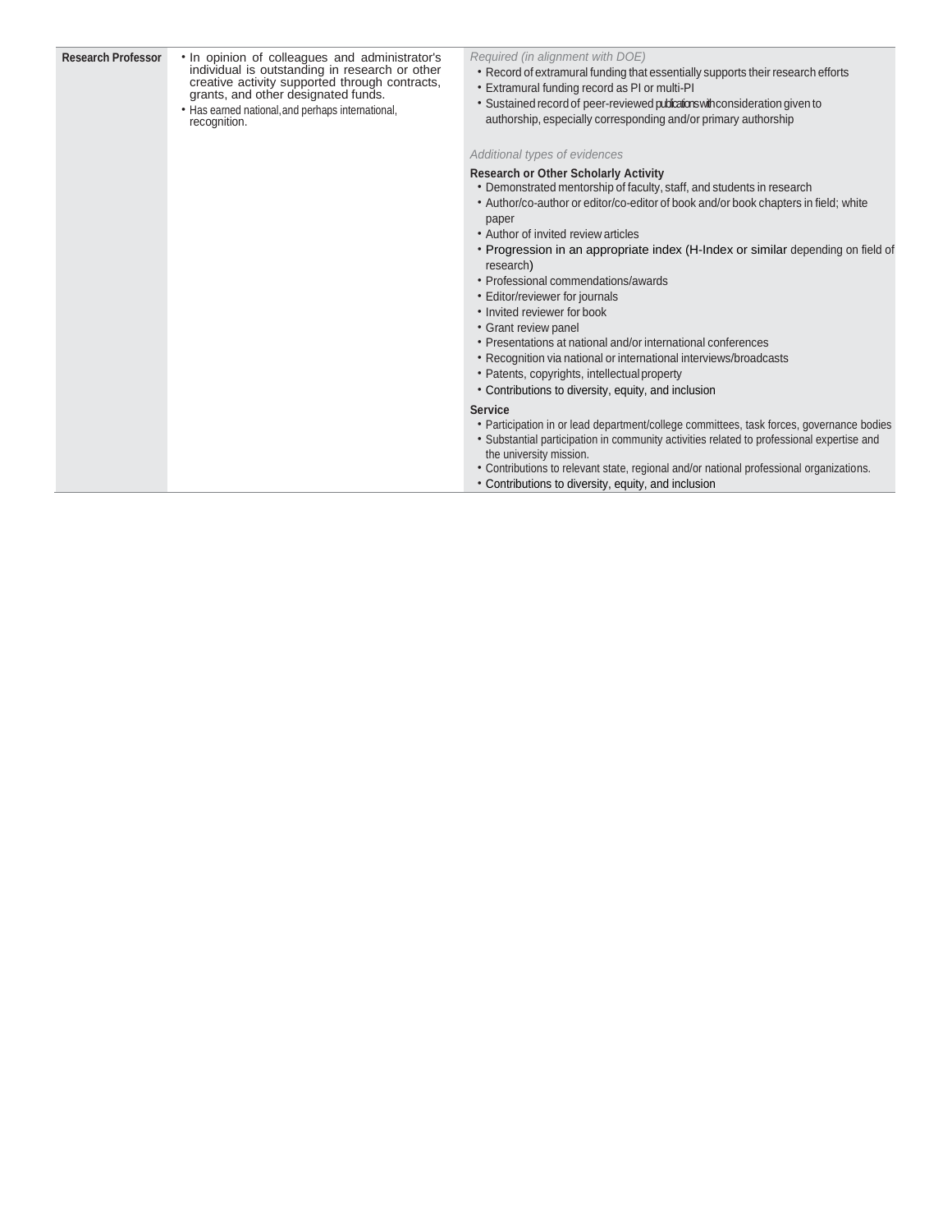| | | |
|---|---|---|
| **Research Professor** | • In opinion of colleagues and administrator's individual is outstanding in research or other creative activity supported through contracts, grants, and other designated funds.<br>• Has earned national, and perhaps international, recognition. | *Required (in alignment with DOE)*<br>• Record of extramural funding that essentially supports their research efforts<br>• Extramural funding record as PI or multi-PI<br>• Sustained record of peer-reviewed publications with consideration given to authorship, especially corresponding and/or primary authorship<br><br>*Additional types of evidences*<br>**Research or Other Scholarly Activity**<br>• Demonstrated mentorship of faculty, staff, and students in research<br>• Author/co-author or editor/co-editor of book and/or book chapters in field; white paper<br>• Author of invited review articles<br>• Progression in an appropriate index (H-Index or similar depending on field of research)<br>• Professional commendations/awards<br>• Editor/reviewer for journals<br>• Invited reviewer for book<br>• Grant review panel<br>• Presentations at national and/or international conferences<br>• Recognition via national or international interviews/broadcasts<br>• Patents, copyrights, intellectual property<br>• Contributions to diversity, equity, and inclusion<br><br>**Service**<br>• Participation in or lead department/college committees, task forces, governance bodies<br>• Substantial participation in community activities related to professional expertise and the university mission.<br>• Contributions to relevant state, regional and/or national professional organizations.<br>• Contributions to diversity, equity, and inclusion |